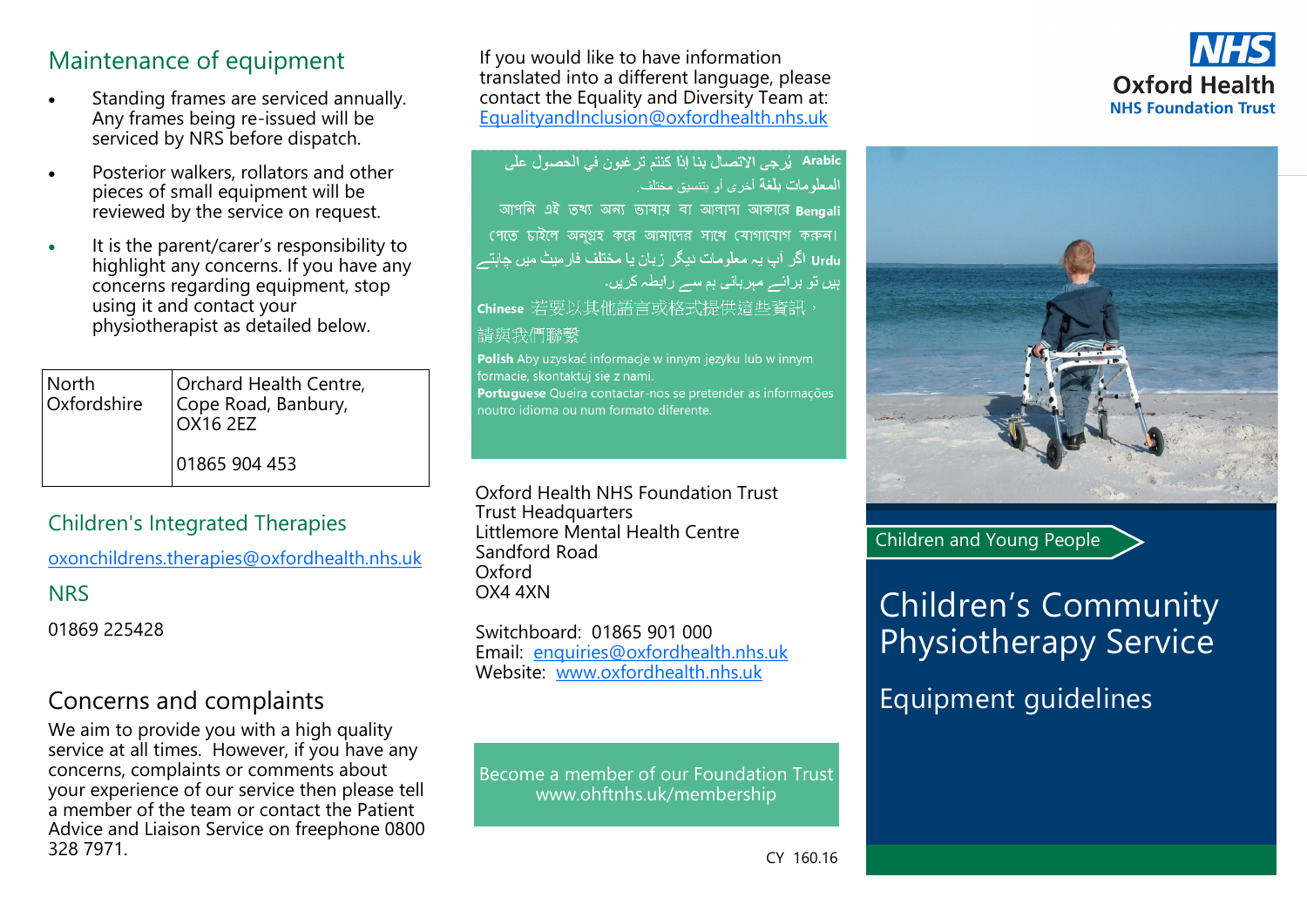## Maintenance of equipment

- Standing frames are serviced annually. Any frames being re-issued will be serviced by NRS before dispatch.
- Posterior walkers, rollators and other pieces of small equipment will be reviewed by the service on request.
- It is the parent/carer's responsibility to highlight any concerns. If you have any concerns regarding equipment, stop using it and contact your physiotherapist as detailed below.

| North Oxfordshire | Orchard Health Centre, Cope Road, Banbury, OX16 2EZ<br><br>01865 904 453 |
|---|---|

## Children's Integrated Therapies

oxonchildrens.therapies@oxfordhealth.nhs.uk

## NRS

01869 225428

## Concerns and complaints

We aim to provide you with a high quality service at all times. However, if you have any concerns, complaints or comments about your experience of our service then please tell a member of the team or contact the Patient Advice and Liaison Service on freephone 0800 328 7971.

If you would like to have information translated into a different language, please contact the Equality and Diversity Team at: EqualityandInclusion@oxfordhealth.nhs.uk

**Arabic** يُرجى الاتصال بنا إذا كنتم ترغبون في الحصول على المعلومات بلغة أخرى أو بتنسيق مختلف.

**Bengali** আপনি এই তথ্য অন্য ভাষায় বা আলাদা আকারে পেতে চাইলে অনুগ্রহ করে আমাদের সাথে যোগাযোগ করুন।

**Urdu** اگر آپ یہ معلومات دیگر زبان یا مختلف فارمیٹ میں چاہتے ہیں تو برائے مہربانی ہم سے رابطہ کریں۔

**Chinese** 若要以其他語言或格式提供這些資訊，請與我們聯繫

**Polish** Aby uzyskać informacje w innym języku lub w innym formacie, skontaktuj się z nami.

**Portuguese** Queira contactar-nos se pretender as informações noutro idioma ou num formato diferente.

Oxford Health NHS Foundation Trust
Trust Headquarters
Littlemore Mental Health Centre
Sandford Road
Oxford
OX4 4XN

Switchboard: 01865 901 000
Email: enquiries@oxfordhealth.nhs.uk
Website: www.oxfordhealth.nhs.uk

Become a member of our Foundation Trust
www.ohftnhs.uk/membership

CY 160.16

NHS
Oxford Health
NHS Foundation Trust

Children and Young People

# Children's Community Physiotherapy Service

## Equipment guidelines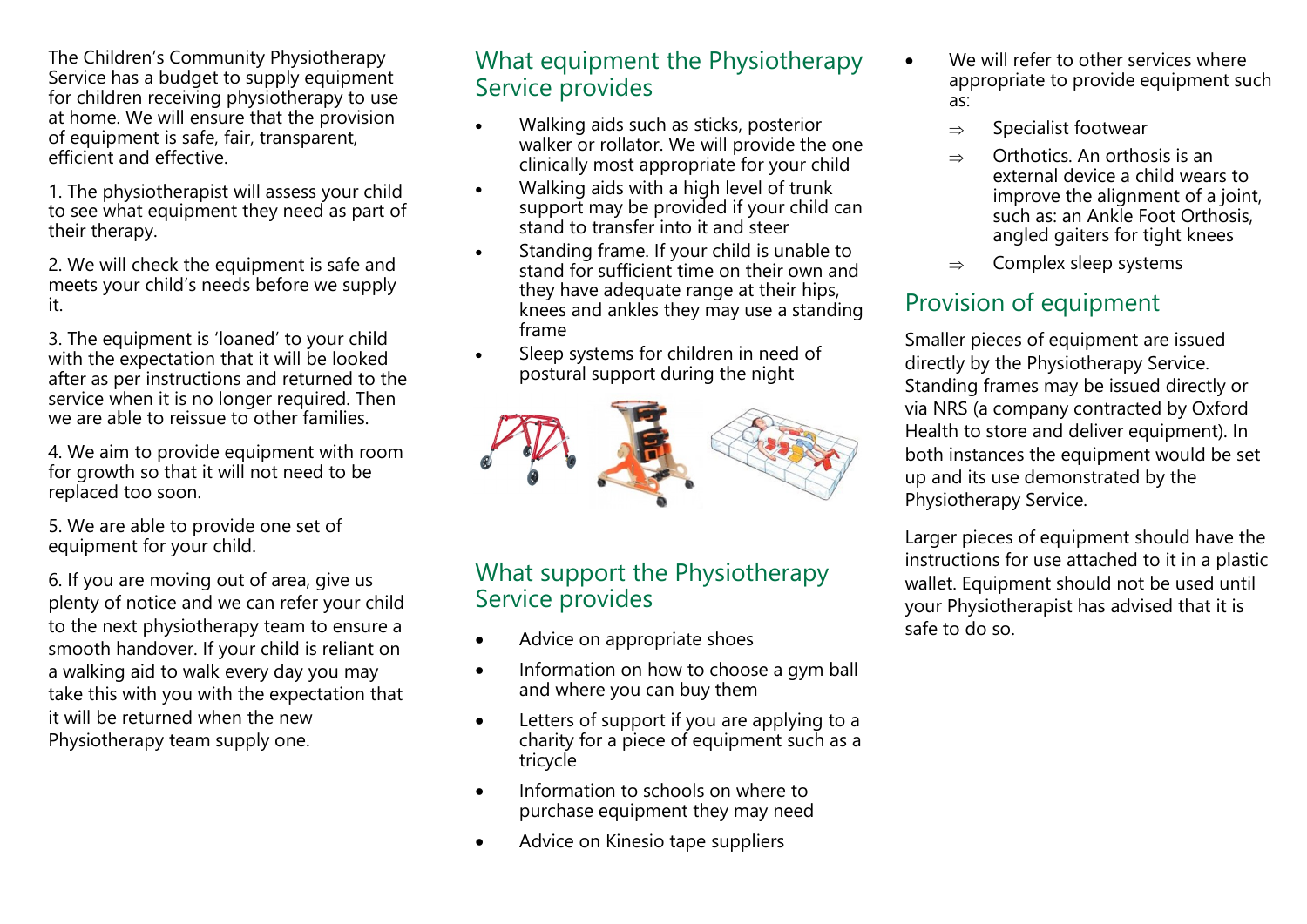The Children's Community Physiotherapy Service has a budget to supply equipment for children receiving physiotherapy to use at home. We will ensure that the provision of equipment is safe, fair, transparent, efficient and effective.

1. The physiotherapist will assess your child to see what equipment they need as part of their therapy.

2. We will check the equipment is safe and meets your child's needs before we supply it.

3. The equipment is 'loaned' to your child with the expectation that it will be looked after as per instructions and returned to the service when it is no longer required. Then we are able to reissue to other families.

4. We aim to provide equipment with room for growth so that it will not need to be replaced too soon.

5. We are able to provide one set of equipment for your child.

6. If you are moving out of area, give us plenty of notice and we can refer your child to the next physiotherapy team to ensure a smooth handover. If your child is reliant on a walking aid to walk every day you may take this with you with the expectation that it will be returned when the new Physiotherapy team supply one.

## What equipment the Physiotherapy Service provides

- Walking aids such as sticks, posterior walker or rollator. We will provide the one clinically most appropriate for your child
- Walking aids with a high level of trunk support may be provided if your child can stand to transfer into it and steer
- Standing frame. If your child is unable to stand for sufficient time on their own and they have adequate range at their hips, knees and ankles they may use a standing frame
- Sleep systems for children in need of postural support during the night

## What support the Physiotherapy Service provides

- Advice on appropriate shoes
- Information on how to choose a gym ball and where you can buy them
- Letters of support if you are applying to a charity for a piece of equipment such as a tricycle
- Information to schools on where to purchase equipment they may need
- Advice on Kinesio tape suppliers

- We will refer to other services where appropriate to provide equipment such as:
  - ⇒ Specialist footwear
  - ⇒ Orthotics. An orthosis is an external device a child wears to improve the alignment of a joint, such as: an Ankle Foot Orthosis, angled gaiters for tight knees
  - ⇒ Complex sleep systems

## Provision of equipment

Smaller pieces of equipment are issued directly by the Physiotherapy Service. Standing frames may be issued directly or via NRS (a company contracted by Oxford Health to store and deliver equipment). In both instances the equipment would be set up and its use demonstrated by the Physiotherapy Service.

Larger pieces of equipment should have the instructions for use attached to it in a plastic wallet. Equipment should not be used until your Physiotherapist has advised that it is safe to do so.